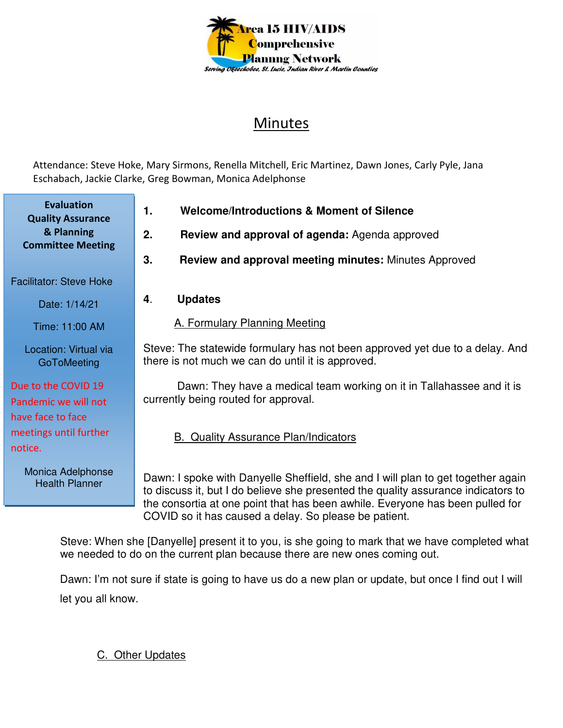Area 15 HIV/AIDS Comprehensive Planning Network

*Serving Okeechobee, St. Lucie, Indian River & Martin Counties*

# Minutes

Attendance: Steve Hoke, Mary Sirmons, Renella Mitchell, Eric Martinez, Dawn Jones, Carly Pyle, Jana Eschabach, Jackie Clarke, Greg Bowman, Monica Adelphonse

**Evaluation Quality Assurance & Planning Committee Meeting**

Facilitator: Steve Hoke

Date: 1/14/21

Time: 11:00 AM

Location: Virtual via GoToMeeting

Due to the COVID 19 Pandemic we will not have face to face meetings until further notice.

Monica Adelphonse
Health Planner

1. **Welcome/Introductions & Moment of Silence**
2. **Review and approval of agenda:** Agenda approved
3. **Review and approval meeting minutes:** Minutes Approved
4. **Updates**

A. Formulary Planning Meeting

Steve: The statewide formulary has not been approved yet due to a delay. And there is not much we can do until it is approved.

Dawn: They have a medical team working on it in Tallahassee and it is currently being routed for approval.

B. Quality Assurance Plan/Indicators

Dawn: I spoke with Danyelle Sheffield, she and I will plan to get together again to discuss it, but I do believe she presented the quality assurance indicators to the consortia at one point that has been awhile. Everyone has been pulled for COVID so it has caused a delay. So please be patient.

Steve: When she [Danyelle] present it to you, is she going to mark that we have completed what we needed to do on the current plan because there are new ones coming out.

Dawn: I'm not sure if state is going to have us do a new plan or update, but once I find out I will let you all know.

C. Other Updates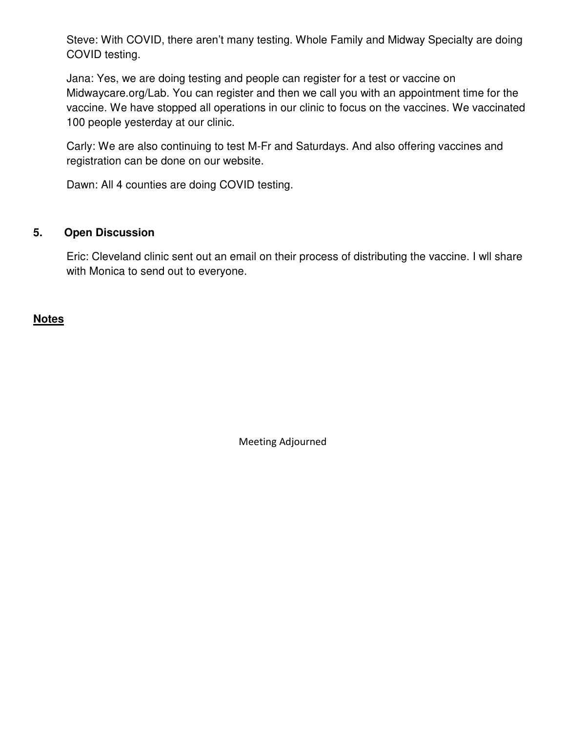Steve: With COVID, there aren't many testing. Whole Family and Midway Specialty are doing COVID testing.

Jana: Yes, we are doing testing and people can register for a test or vaccine on Midwaycare.org/Lab. You can register and then we call you with an appointment time for the vaccine. We have stopped all operations in our clinic to focus on the vaccines. We vaccinated 100 people yesterday at our clinic.

Carly: We are also continuing to test M-Fr and Saturdays. And also offering vaccines and registration can be done on our website.

Dawn: All 4 counties are doing COVID testing.

## 5. Open Discussion

Eric: Cleveland clinic sent out an email on their process of distributing the vaccine. I wll share with Monica to send out to everyone.

**Notes**

Meeting Adjourned